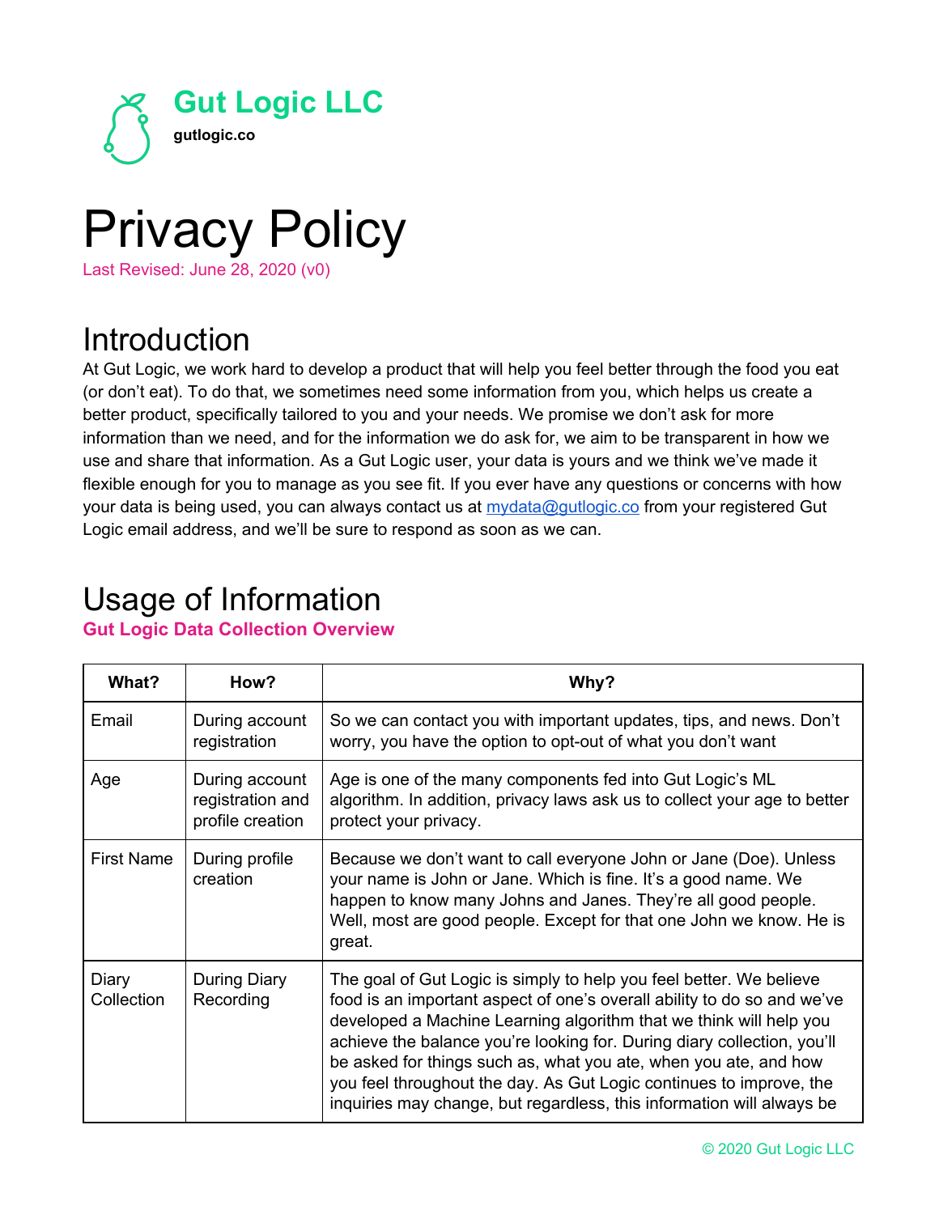# Gut Logic LLC

**gutlogic.co**

# Privacy Policy

Last Revised: June 28, 2020 (v0)

## Introduction

At Gut Logic, we work hard to develop a product that will help you feel better through the food you eat (or don't eat). To do that, we sometimes need some information from you, which helps us create a better product, specifically tailored to you and your needs. We promise we don't ask for more information than we need, and for the information we do ask for, we aim to be transparent in how we use and share that information. As a Gut Logic user, your data is yours and we think we've made it flexible enough for you to manage as you see fit. If you ever have any questions or concerns with how your data is being used, you can always contact us at mydata@gutlogic.co from your registered Gut Logic email address, and we'll be sure to respond as soon as we can.

## Usage of Information

### Gut Logic Data Collection Overview

| What? | How? | Why? |
|---|---|---|
| Email | During account registration | So we can contact you with important updates, tips, and news. Don't worry, you have the option to opt-out of what you don't want |
| Age | During account registration and profile creation | Age is one of the many components fed into Gut Logic's ML algorithm. In addition, privacy laws ask us to collect your age to better protect your privacy. |
| First Name | During profile creation | Because we don't want to call everyone John or Jane (Doe). Unless your name is John or Jane. Which is fine. It's a good name. We happen to know many Johns and Janes. They're all good people. Well, most are good people. Except for that one John we know. He is great. |
| Diary Collection | During Diary Recording | The goal of Gut Logic is simply to help you feel better. We believe food is an important aspect of one's overall ability to do so and we've developed a Machine Learning algorithm that we think will help you achieve the balance you're looking for. During diary collection, you'll be asked for things such as, what you ate, when you ate, and how you feel throughout the day. As Gut Logic continues to improve, the inquiries may change, but regardless, this information will always be |

© 2020 Gut Logic LLC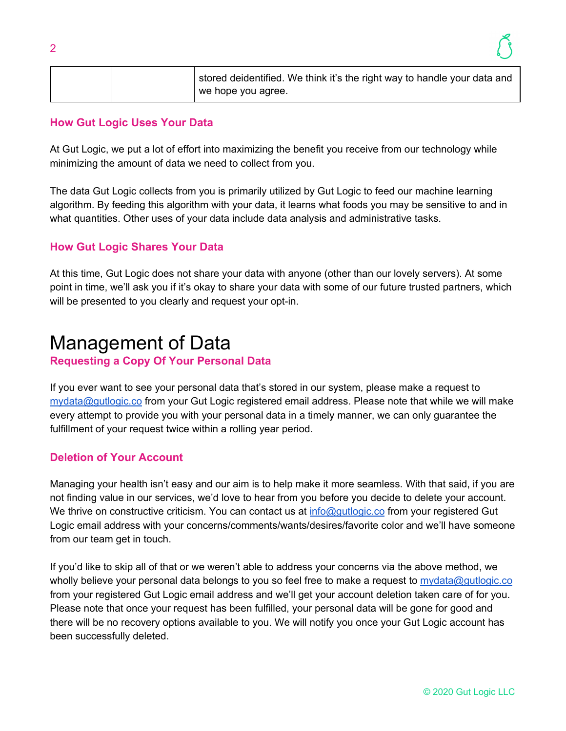| | | |
|---|---|---|
| | | stored deidentified. We think it's the right way to handle your data and we hope you agree. |

### How Gut Logic Uses Your Data

At Gut Logic, we put a lot of effort into maximizing the benefit you receive from our technology while minimizing the amount of data we need to collect from you.

The data Gut Logic collects from you is primarily utilized by Gut Logic to feed our machine learning algorithm. By feeding this algorithm with your data, it learns what foods you may be sensitive to and in what quantities. Other uses of your data include data analysis and administrative tasks.

### How Gut Logic Shares Your Data

At this time, Gut Logic does not share your data with anyone (other than our lovely servers). At some point in time, we'll ask you if it's okay to share your data with some of our future trusted partners, which will be presented to you clearly and request your opt-in.

# Management of Data

### Requesting a Copy Of Your Personal Data

If you ever want to see your personal data that's stored in our system, please make a request to mydata@gutlogic.co from your Gut Logic registered email address. Please note that while we will make every attempt to provide you with your personal data in a timely manner, we can only guarantee the fulfillment of your request twice within a rolling year period.

### Deletion of Your Account

Managing your health isn't easy and our aim is to help make it more seamless. With that said, if you are not finding value in our services, we'd love to hear from you before you decide to delete your account. We thrive on constructive criticism. You can contact us at info@gutlogic.co from your registered Gut Logic email address with your concerns/comments/wants/desires/favorite color and we'll have someone from our team get in touch.

If you'd like to skip all of that or we weren't able to address your concerns via the above method, we wholly believe your personal data belongs to you so feel free to make a request to mydata@gutlogic.co from your registered Gut Logic email address and we'll get your account deletion taken care of for you. Please note that once your request has been fulfilled, your personal data will be gone for good and there will be no recovery options available to you. We will notify you once your Gut Logic account has been successfully deleted.